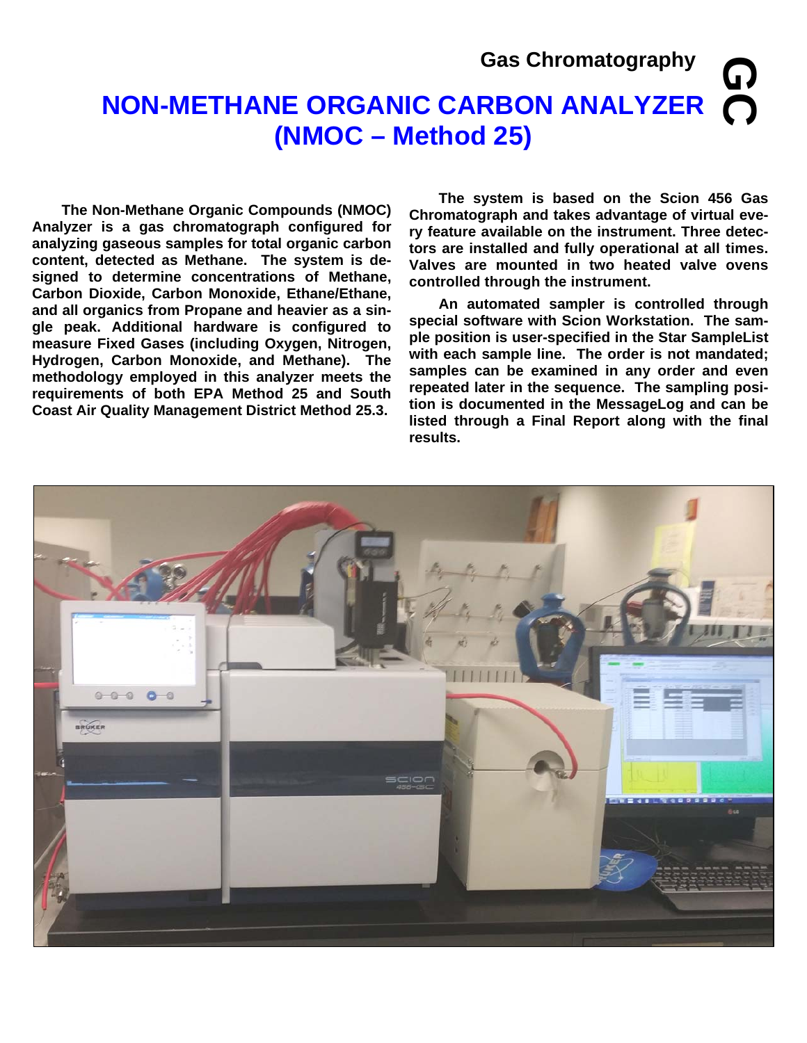Gas Chromatography

# NON-METHANE ORGANIC CARBON ANALYZER (NMOC – Method 25)

**The Non-Methane Organic Compounds (NMOC) Analyzer is a gas chromatograph configured for analyzing gaseous samples for total organic carbon content, detected as Methane. The system is designed to determine concentrations of Methane, Carbon Dioxide, Carbon Monoxide, Ethane/Ethane, and all organics from Propane and heavier as a single peak. Additional hardware is configured to measure Fixed Gases (including Oxygen, Nitrogen, Hydrogen, Carbon Monoxide, and Methane). The methodology employed in this analyzer meets the requirements of both EPA Method 25 and South Coast Air Quality Management District Method 25.3.**

**The system is based on the Scion 456 Gas Chromatograph and takes advantage of virtual every feature available on the instrument. Three detectors are installed and fully operational at all times. Valves are mounted in two heated valve ovens controlled through the instrument.**

**An automated sampler is controlled through special software with Scion Workstation. The sample position is user-specified in the Star SampleList with each sample line. The order is not mandated; samples can be examined in any order and even repeated later in the sequence. The sampling position is documented in the MessageLog and can be listed through a Final Report along with the final results.**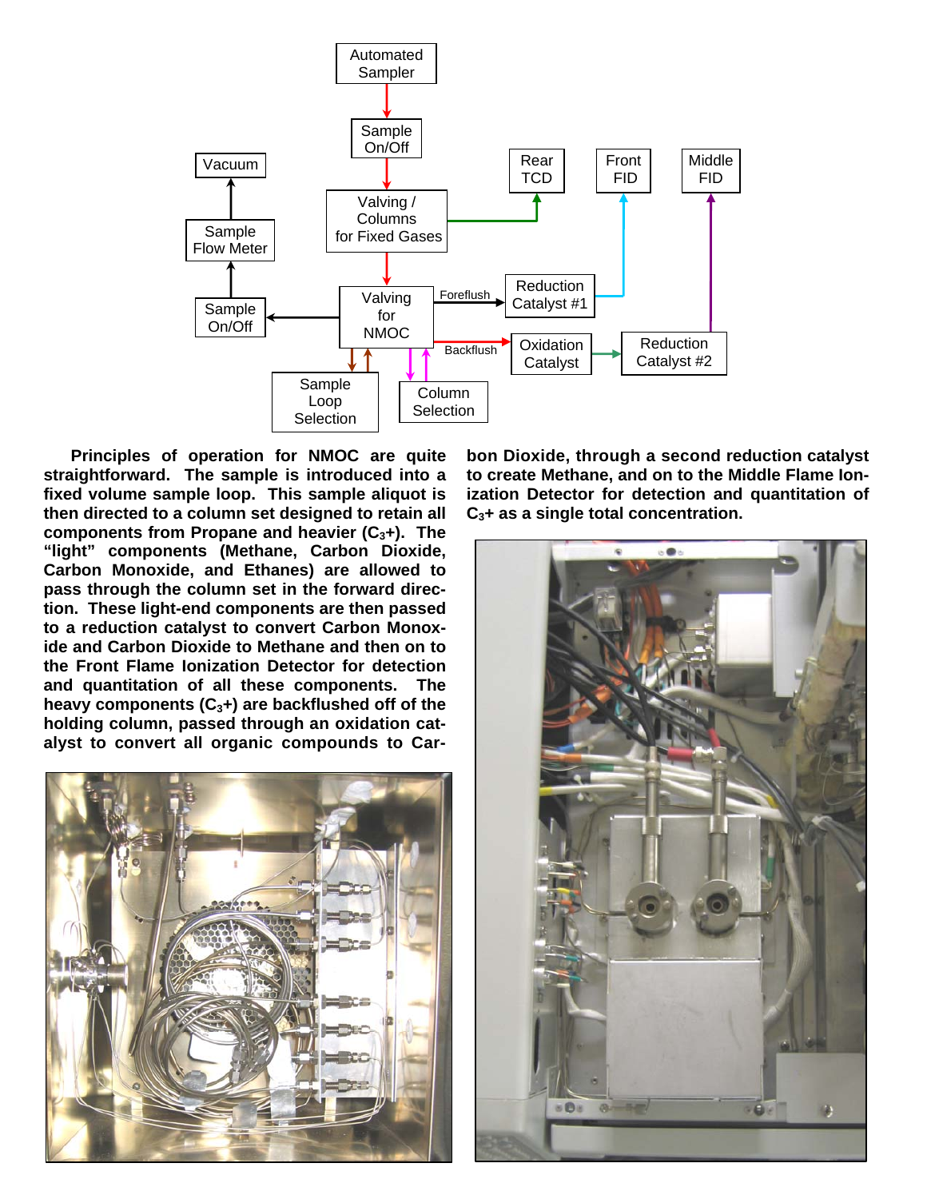Principles of operation for NMOC are quite straightforward. The sample is introduced into a fixed volume sample loop. This sample aliquot is then directed to a column set designed to retain all components from Propane and heavier ($C_3$+). The “light” components (Methane, Carbon Dioxide, Carbon Monoxide, and Ethanes) are allowed to pass through the column set in the forward direction. These light-end components are then passed to a reduction catalyst to convert Carbon Monoxide and Carbon Dioxide to Methane and then on to the Front Flame Ionization Detector for detection and quantitation of all these components. The heavy components ($C_3$+) are backflushed off of the holding column, passed through an oxidation catalyst to convert all organic compounds to Carbon Dioxide, through a second reduction catalyst to create Methane, and on to the Middle Flame Ionization Detector for detection and quantitation of $C_3$+ as a single total concentration.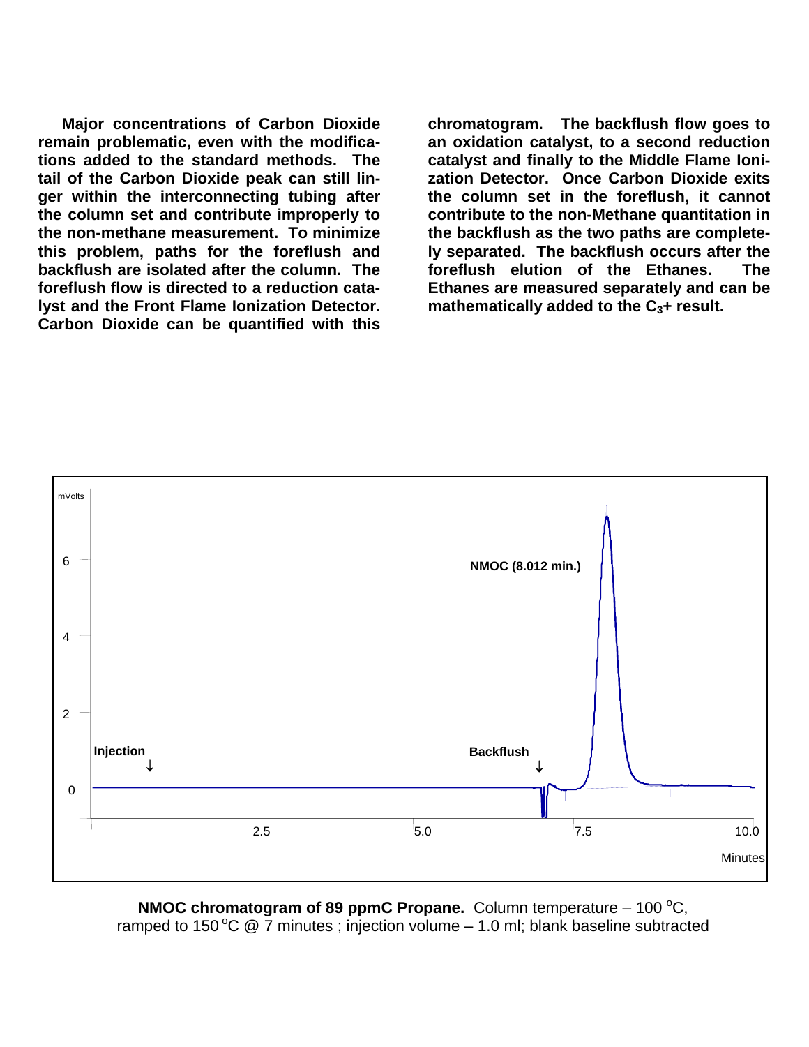**Major concentrations of Carbon Dioxide remain problematic, even with the modifications added to the standard methods. The tail of the Carbon Dioxide peak can still linger within the interconnecting tubing after the column set and contribute improperly to the non-methane measurement. To minimize this problem, paths for the foreflush and backflush are isolated after the column. The foreflush flow is directed to a reduction catalyst and the Front Flame Ionization Detector. Carbon Dioxide can be quantified with this chromatogram. The backflush flow goes to an oxidation catalyst, to a second reduction catalyst and finally to the Middle Flame Ionization Detector. Once Carbon Dioxide exits the column set in the foreflush, it cannot contribute to the non-Methane quantitation in the backflush as the two paths are completely separated. The backflush occurs after the foreflush elution of the Ethanes. The Ethanes are measured separately and can be mathematically added to the $C_3$+ result.**

**NMOC chromatogram of 89 ppmC Propane.** Column temperature – 100 °C, ramped to 150 °C @ 7 minutes ; injection volume – 1.0 ml; blank baseline subtracted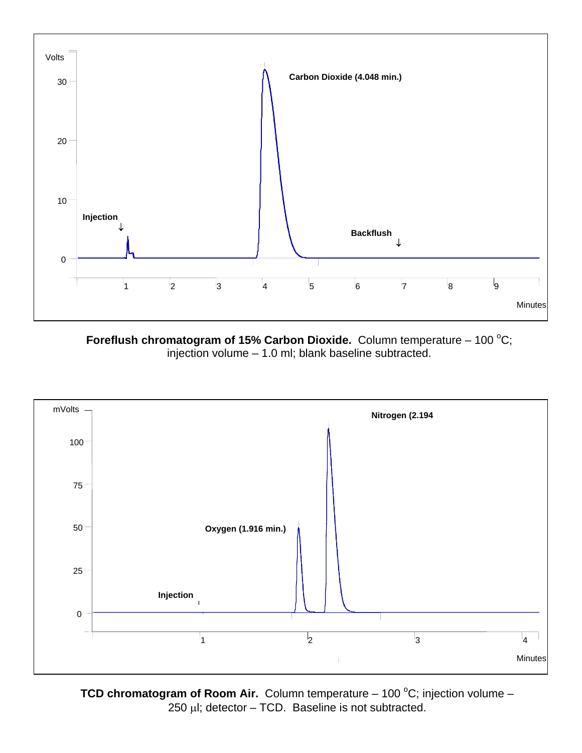**Foreflush chromatogram of 15% Carbon Dioxide.** Column temperature – 100 $^{o}$C; injection volume – 1.0 ml; blank baseline subtracted.

**TCD chromatogram of Room Air.** Column temperature – 100 $^{o}$C; injection volume – 250 $\mu$l; detector – TCD. Baseline is not subtracted.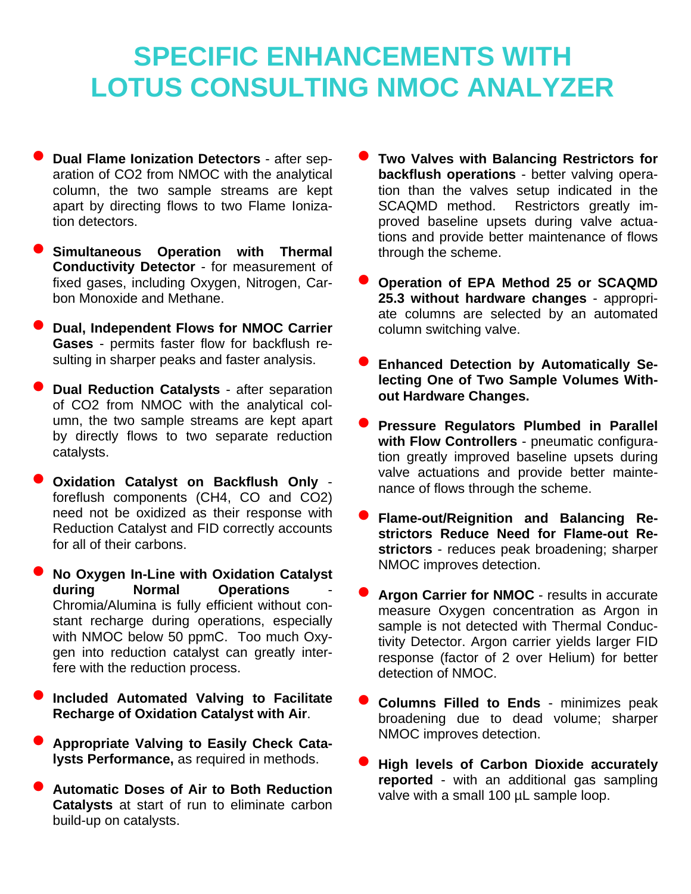# SPECIFIC ENHANCEMENTS WITH LOTUS CONSULTING NMOC ANALYZER

- **Dual Flame Ionization Detectors** - after separation of $CO_2$ from NMOC with the analytical column, the two sample streams are kept apart by directing flows to two Flame Ionization detectors.

- **Simultaneous Operation with Thermal Conductivity Detector** - for measurement of fixed gases, including Oxygen, Nitrogen, Carbon Monoxide and Methane.

- **Dual, Independent Flows for NMOC Carrier Gases** - permits faster flow for backflush resulting in sharper peaks and faster analysis.

- **Dual Reduction Catalysts** - after separation of $CO_2$ from NMOC with the analytical column, the two sample streams are kept apart by directly flows to two separate reduction catalysts.

- **Oxidation Catalyst on Backflush Only** - foreflush components ($CH_4$, CO and $CO_2$) need not be oxidized as their response with Reduction Catalyst and FID correctly accounts for all of their carbons.

- **No Oxygen In-Line with Oxidation Catalyst during Normal Operations** - Chromia/Alumina is fully efficient without constant recharge during operations, especially with NMOC below 50 ppmC. Too much Oxygen into reduction catalyst can greatly interfere with the reduction process.

- **Included Automated Valving to Facilitate Recharge of Oxidation Catalyst with Air**.

- **Appropriate Valving to Easily Check Catalysts Performance,** as required in methods.

- **Automatic Doses of Air to Both Reduction Catalysts** at start of run to eliminate carbon build-up on catalysts.

- **Two Valves with Balancing Restrictors for backflush operations** - better valving operation than the valves setup indicated in the SCAQMD method. Restrictors greatly improved baseline upsets during valve actuations and provide better maintenance of flows through the scheme.

- **Operation of EPA Method 25 or SCAQMD 25.3 without hardware changes** - appropriate columns are selected by an automated column switching valve.

- **Enhanced Detection by Automatically Selecting One of Two Sample Volumes Without Hardware Changes.**

- **Pressure Regulators Plumbed in Parallel with Flow Controllers** - pneumatic configuration greatly improved baseline upsets during valve actuations and provide better maintenance of flows through the scheme.

- **Flame-out/Reignition and Balancing Restrictors Reduce Need for Flame-out Restrictors** - reduces peak broadening; sharper NMOC improves detection.

- **Argon Carrier for NMOC** - results in accurate measure Oxygen concentration as Argon in sample is not detected with Thermal Conductivity Detector. Argon carrier yields larger FID response (factor of 2 over Helium) for better detection of NMOC.

- **Columns Filled to Ends** - minimizes peak broadening due to dead volume; sharper NMOC improves detection.

- **High levels of Carbon Dioxide accurately reported** - with an additional gas sampling valve with a small 100 µL sample loop.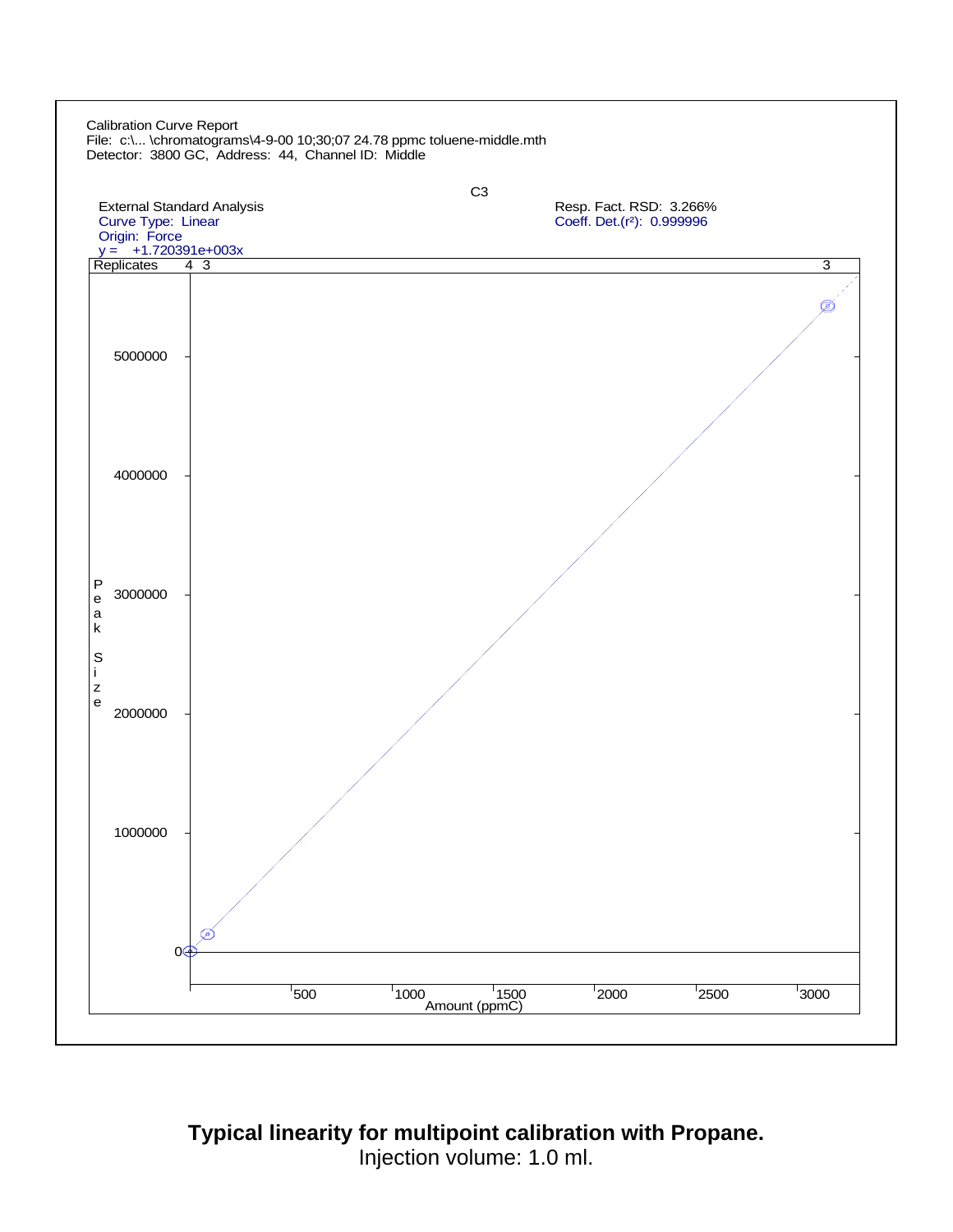Calibration Curve Report
File: c:\... \chromatograms\4-9-00 10;30;07 24.78 ppmc toluene-middle.mth
Detector: 3800 GC, Address: 44, Channel ID: Middle

C3

External Standard Analysis
Curve Type: Linear
Origin: Force
y = +1.720391e+003x

Resp. Fact. RSD: 3.266%
Coeff. Det.($r^2$): 0.999996

Replicates 4 3 3

Peak Size: 0, 1000000, 2000000, 3000000, 4000000, 5000000

Amount (ppmC): 500, 1000, 1500, 2000, 2500, 3000

**Typical linearity for multipoint calibration with Propane.**
Injection volume: 1.0 ml.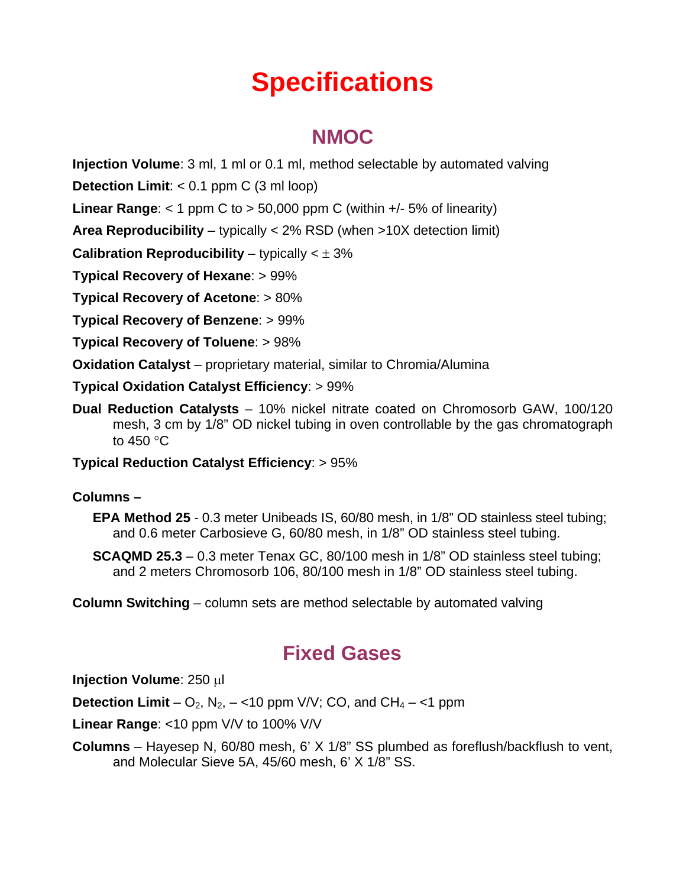# Specifications

## NMOC

**Injection Volume**: 3 ml, 1 ml or 0.1 ml, method selectable by automated valving

**Detection Limit**: < 0.1 ppm C (3 ml loop)

**Linear Range**: < 1 ppm C to > 50,000 ppm C (within +/- 5% of linearity)

**Area Reproducibility** – typically < 2% RSD (when >10X detection limit)

**Calibration Reproducibility** – typically < ± 3%

**Typical Recovery of Hexane**: > 99%

**Typical Recovery of Acetone**: > 80%

**Typical Recovery of Benzene**: > 99%

**Typical Recovery of Toluene**: > 98%

**Oxidation Catalyst** – proprietary material, similar to Chromia/Alumina

**Typical Oxidation Catalyst Efficiency**: > 99%

**Dual Reduction Catalysts** – 10% nickel nitrate coated on Chromosorb GAW, 100/120 mesh, 3 cm by 1/8" OD nickel tubing in oven controllable by the gas chromatograph to 450 °C

**Typical Reduction Catalyst Efficiency**: > 95%

**Columns –**

**EPA Method 25** - 0.3 meter Unibeads IS, 60/80 mesh, in 1/8" OD stainless steel tubing; and 0.6 meter Carbosieve G, 60/80 mesh, in 1/8" OD stainless steel tubing.

**SCAQMD 25.3** – 0.3 meter Tenax GC, 80/100 mesh in 1/8" OD stainless steel tubing; and 2 meters Chromosorb 106, 80/100 mesh in 1/8" OD stainless steel tubing.

**Column Switching** – column sets are method selectable by automated valving

## Fixed Gases

**Injection Volume**: 250 µl

**Detection Limit** – $O_2$, $N_2$, – <10 ppm V/V; CO, and $CH_4$ – <1 ppm

**Linear Range**: <10 ppm V/V to 100% V/V

**Columns** – Hayesep N, 60/80 mesh, 6' X 1/8" SS plumbed as foreflush/backflush to vent, and Molecular Sieve 5A, 45/60 mesh, 6' X 1/8" SS.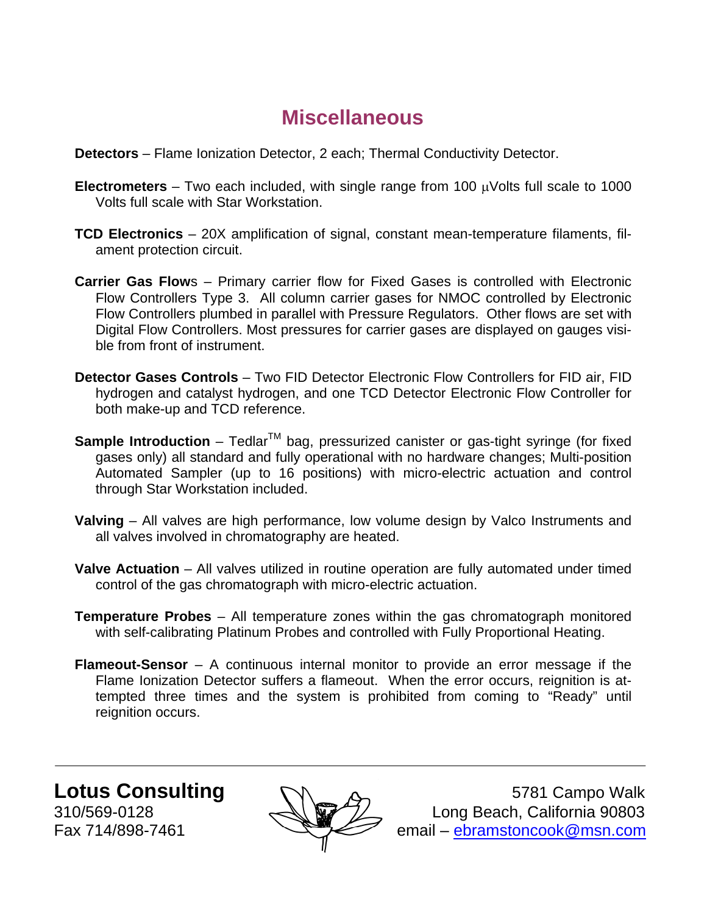# Miscellaneous

**Detectors** – Flame Ionization Detector, 2 each; Thermal Conductivity Detector.

**Electrometers** – Two each included, with single range from 100 μVolts full scale to 1000 Volts full scale with Star Workstation.

**TCD Electronics** – 20X amplification of signal, constant mean-temperature filaments, filament protection circuit.

**Carrier Gas Flow**s – Primary carrier flow for Fixed Gases is controlled with Electronic Flow Controllers Type 3. All column carrier gases for NMOC controlled by Electronic Flow Controllers plumbed in parallel with Pressure Regulators. Other flows are set with Digital Flow Controllers. Most pressures for carrier gases are displayed on gauges visible from front of instrument.

**Detector Gases Controls** – Two FID Detector Electronic Flow Controllers for FID air, FID hydrogen and catalyst hydrogen, and one TCD Detector Electronic Flow Controller for both make-up and TCD reference.

**Sample Introduction** – Tedlar™ bag, pressurized canister or gas-tight syringe (for fixed gases only) all standard and fully operational with no hardware changes; Multi-position Automated Sampler (up to 16 positions) with micro-electric actuation and control through Star Workstation included.

**Valving** – All valves are high performance, low volume design by Valco Instruments and all valves involved in chromatography are heated.

**Valve Actuation** – All valves utilized in routine operation are fully automated under timed control of the gas chromatograph with micro-electric actuation.

**Temperature Probes** – All temperature zones within the gas chromatograph monitored with self-calibrating Platinum Probes and controlled with Fully Proportional Heating.

**Flameout-Sensor** – A continuous internal monitor to provide an error message if the Flame Ionization Detector suffers a flameout. When the error occurs, reignition is attempted three times and the system is prohibited from coming to "Ready" until reignition occurs.